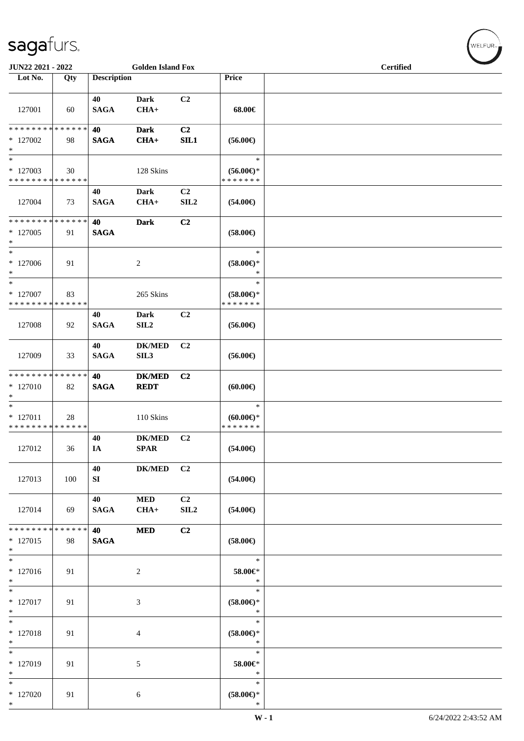JUN22 2021 - 2022 | Golden Island Fox | Certified

| Lot No. | Qty | Description | | | Price | |
|---|---|---|---|---|---|---|
| 127001 | 60 | 40 SAGA | Dark CHA+ | C2 | 68.00€ | |
| * * * * * * * * * * * * * * * 127002 * | 98 | 40 SAGA | Dark CHA+ | C2 SIL1 | (56.00€) | |
| * * 127003 * * * * * * * * * * * * * * | 30 | | 128 Skins | | * (56.00€)* * * * * * * * | |
| 127004 | 73 | 40 SAGA | Dark CHA+ | C2 SIL2 | (54.00€) | |
| * * * * * * * * * * * * * * * 127005 * | 91 | 40 SAGA | Dark | C2 | (58.00€) | |
| * * 127006 * | 91 | | 2 | | * (58.00€)* * | |
| * * 127007 * * * * * * * * * * * * * * | 83 | | 265 Skins | | * (58.00€)* * * * * * * * | |
| 127008 | 92 | 40 SAGA | Dark SIL2 | C2 | (56.00€) | |
| 127009 | 33 | 40 SAGA | DK/MED SIL3 | C2 | (56.00€) | |
| * * * * * * * * * * * * * * * 127010 * | 82 | 40 SAGA | DK/MED REDT | C2 | (60.00€) | |
| * * 127011 * * * * * * * * * * * * * * | 28 | | 110 Skins | | * (60.00€)* * * * * * * * | |
| 127012 | 36 | 40 IA | DK/MED SPAR | C2 | (54.00€) | |
| 127013 | 100 | 40 SI | DK/MED | C2 | (54.00€) | |
| 127014 | 69 | 40 SAGA | MED CHA+ | C2 SIL2 | (54.00€) | |
| * * * * * * * * * * * * * * * 127015 * | 98 | 40 SAGA | MED | C2 | (58.00€) | |
| * * 127016 * | 91 | | 2 | | * 58.00€* * | |
| * * 127017 * | 91 | | 3 | | * (58.00€)* * | |
| * * 127018 * | 91 | | 4 | | * (58.00€)* * | |
| * * 127019 * | 91 | | 5 | | * 58.00€* * | |
| * * 127020 * | 91 | | 6 | | * (58.00€)* * | |

W - 1 6/24/2022 2:43:52 AM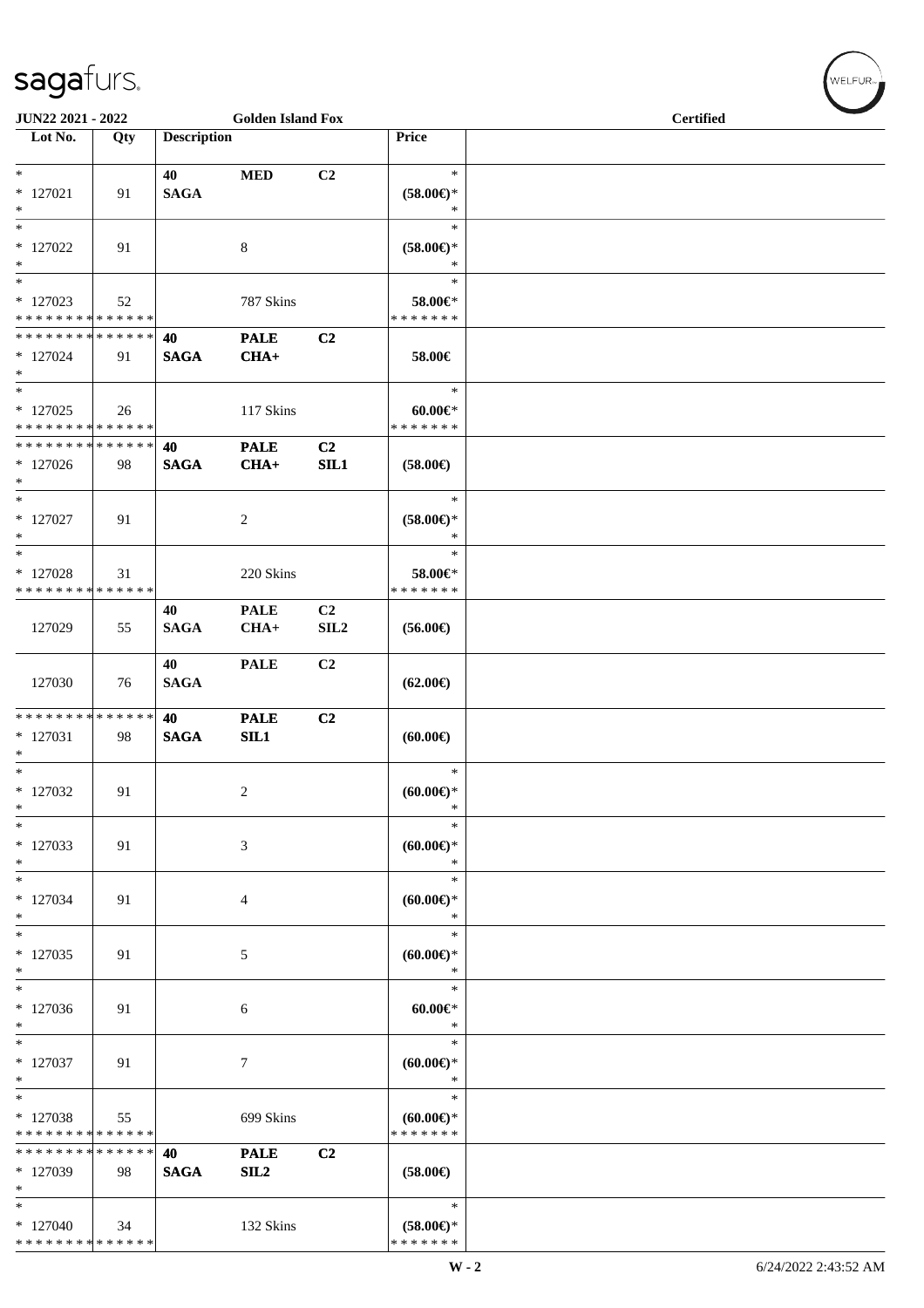# sagafurs.

**JUN22 2021 - 2022** | **Golden Island Fox** | **Certified**

| Lot No. | Qty | Description | | | Price | |
|---|---|---|---|---|---|---|
| * 127021 * | 91 | 40 SAGA | MED | C2 | * (58.00€)* * | |
| * 127022 * | 91 | | 8 | | * (58.00€)* * | |
| * 127023 * * * * * * * * * * * * * * | 52 | | 787 Skins | | * 58.00€* * * * * * * * | |
| * * * * * * * * * * * * * * 127024 * | 91 | 40 SAGA | PALE CHA+ | C2 | 58.00€ | |
| * 127025 * * * * * * * * * * * * * * | 26 | | 117 Skins | | * 60.00€* * * * * * * * | |
| * * * * * * * * * * * * * * 127026 * | 98 | 40 SAGA | PALE CHA+ | C2 SIL1 | (58.00€) | |
| * 127027 * | 91 | | 2 | | * (58.00€)* * | |
| * 127028 * * * * * * * * * * * * * * | 31 | | 220 Skins | | * 58.00€* * * * * * * * | |
| 127029 | 55 | 40 SAGA | PALE CHA+ | C2 SIL2 | (56.00€) | |
| 127030 | 76 | 40 SAGA | PALE | C2 | (62.00€) | |
| * * * * * * * * * * * * * * 127031 * | 98 | 40 SAGA | PALE SIL1 | C2 | (60.00€) | |
| * 127032 * | 91 | | 2 | | * (60.00€)* * | |
| * 127033 * | 91 | | 3 | | * (60.00€)* * | |
| * 127034 * | 91 | | 4 | | * (60.00€)* * | |
| * 127035 * | 91 | | 5 | | * (60.00€)* * | |
| * 127036 * | 91 | | 6 | | * 60.00€* * | |
| * 127037 * | 91 | | 7 | | * (60.00€)* * | |
| * 127038 * * * * * * * * * * * * * * | 55 | | 699 Skins | | * (60.00€)* * * * * * * * | |
| * * * * * * * * * * * * * * 127039 * | 98 | 40 SAGA | PALE SIL2 | C2 | (58.00€) | |
| * 127040 * * * * * * * * * * * * * * | 34 | | 132 Skins | | * (58.00€)* * * * * * * * | |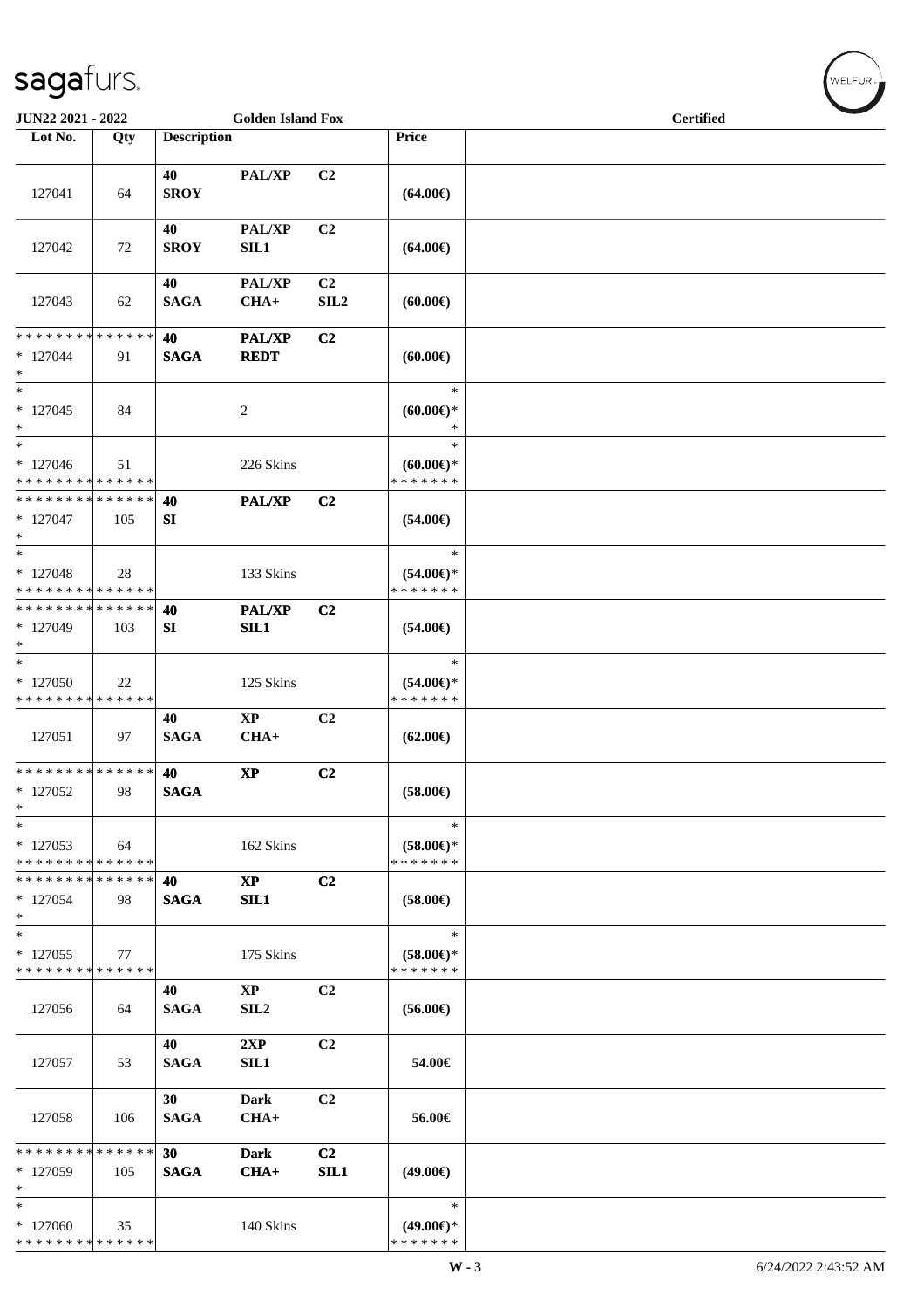JUN22 2021 - 2022 | Golden Island Fox | Certified

| Lot No. | Qty | Description | | | Price |
|---|---|---|---|---|---|
| 127041 | 64 | 40 SROY | PAL/XP | C2 | (64.00€) |
| 127042 | 72 | 40 SROY | PAL/XP SIL1 | C2 | (64.00€) |
| 127043 | 62 | 40 SAGA | PAL/XP CHA+ | C2 SIL2 | (60.00€) |
| * * * * * * * * * * * * * * * 127044 * | 91 | 40 SAGA | PAL/XP REDT | C2 | (60.00€) |
| * * 127045 * | 84 | | 2 | | * (60.00€)* * |
| * * 127046 * * * * * * * * * * * * * * | 51 | | 226 Skins | | * (60.00€)* * * * * * * * |
| * * * * * * * * * * * * * * * 127047 * | 105 | 40 SI | PAL/XP | C2 | (54.00€) |
| * * 127048 * * * * * * * * * * * * * * | 28 | | 133 Skins | | * (54.00€)* * * * * * * * |
| * * * * * * * * * * * * * * * 127049 * | 103 | 40 SI | PAL/XP SIL1 | C2 | (54.00€) |
| * * 127050 * * * * * * * * * * * * * * | 22 | | 125 Skins | | * (54.00€)* * * * * * * * |
| 127051 | 97 | 40 SAGA | XP CHA+ | C2 | (62.00€) |
| * * * * * * * * * * * * * * * 127052 * | 98 | 40 SAGA | XP | C2 | (58.00€) |
| * * 127053 * * * * * * * * * * * * * * | 64 | | 162 Skins | | * (58.00€)* * * * * * * * |
| * * * * * * * * * * * * * * * 127054 * | 98 | 40 SAGA | XP SIL1 | C2 | (58.00€) |
| * * 127055 * * * * * * * * * * * * * * | 77 | | 175 Skins | | * (58.00€)* * * * * * * * |
| 127056 | 64 | 40 SAGA | XP SIL2 | C2 | (56.00€) |
| 127057 | 53 | 40 SAGA | 2XP SIL1 | C2 | 54.00€ |
| 127058 | 106 | 30 SAGA | Dark CHA+ | C2 | 56.00€ |
| * * * * * * * * * * * * * * * 127059 * | 105 | 30 SAGA | Dark CHA+ | C2 SIL1 | (49.00€) |
| * * 127060 * * * * * * * * * * * * * * | 35 | | 140 Skins | | * (49.00€)* * * * * * * * |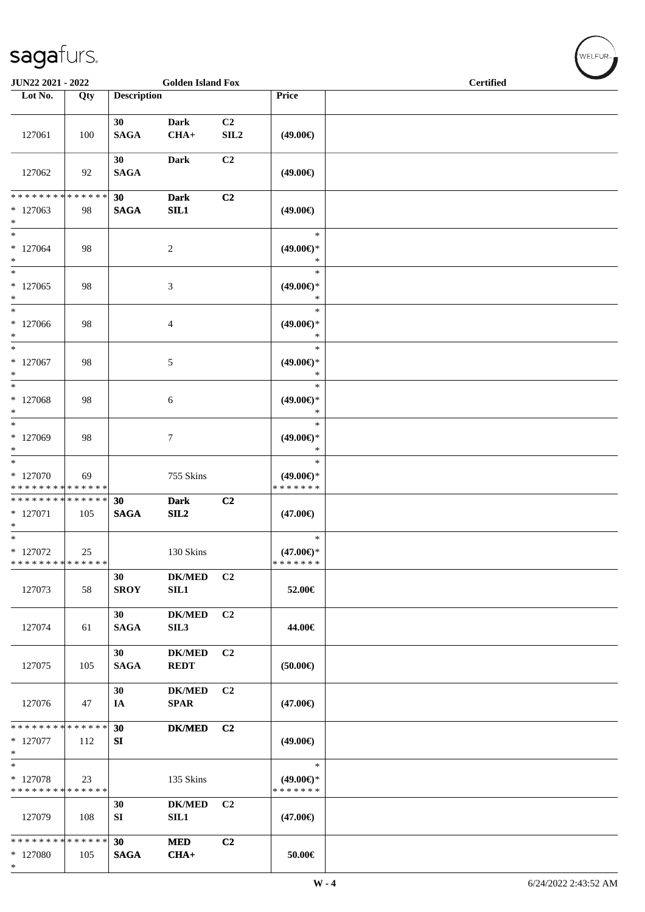JUN22 2021 - 2022 | Golden Island Fox | Certified

| Lot No. | Qty | Description | | | Price | |
|---|---|---|---|---|---|---|
| 127061 | 100 | 30 SAGA | Dark CHA+ | C2 SIL2 | (49.00€) | |
| 127062 | 92 | 30 SAGA | Dark | C2 | (49.00€) | |
| * * * * * * * * * * * * * * * 127063 * | 98 | 30 SAGA | Dark SIL1 | C2 | (49.00€) | |
| * * 127064 * | 98 | | 2 | | * (49.00€)* * | |
| * * 127065 * | 98 | | 3 | | * (49.00€)* * | |
| * * 127066 * | 98 | | 4 | | * (49.00€)* * | |
| * * 127067 * | 98 | | 5 | | * (49.00€)* * | |
| * * 127068 * | 98 | | 6 | | * (49.00€)* * | |
| * * 127069 * | 98 | | 7 | | * (49.00€)* * | |
| * * 127070 * * * * * * * * * * * * * * | 69 | | 755 Skins | | * (49.00€)* * * * * * * * | |
| * * * * * * * * * * * * * * * 127071 * | 105 | 30 SAGA | Dark SIL2 | C2 | (47.00€) | |
| * * 127072 * * * * * * * * * * * * * * | 25 | | 130 Skins | | * (47.00€)* * * * * * * * | |
| 127073 | 58 | 30 SROY | DK/MED SIL1 | C2 | 52.00€ | |
| 127074 | 61 | 30 SAGA | DK/MED SIL3 | C2 | 44.00€ | |
| 127075 | 105 | 30 SAGA | DK/MED REDT | C2 | (50.00€) | |
| 127076 | 47 | 30 IA | DK/MED SPAR | C2 | (47.00€) | |
| * * * * * * * * * * * * * * * 127077 * | 112 | 30 SI | DK/MED | C2 | (49.00€) | |
| * * 127078 * * * * * * * * * * * * * * | 23 | | 135 Skins | | * (49.00€)* * * * * * * * | |
| 127079 | 108 | 30 SI | DK/MED SIL1 | C2 | (47.00€) | |
| * * * * * * * * * * * * * * * 127080 * | 105 | 30 SAGA | MED CHA+ | C2 | 50.00€ | |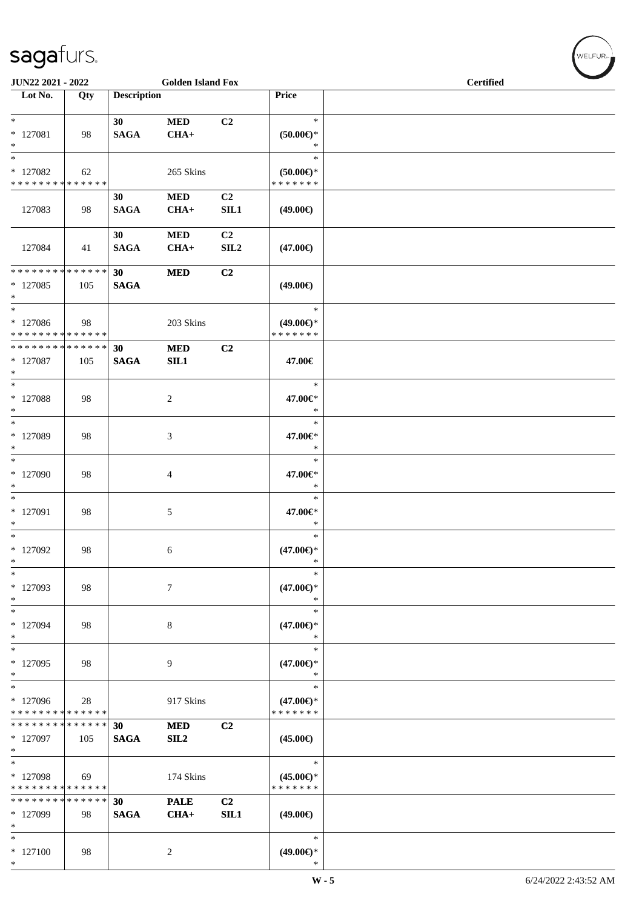JUN22 2021 - 2022 | Golden Island Fox | Certified

| Lot No. | Qty | Description | | | Price | |
|---|---|---|---|---|---|---|
| * <br> * 127081 <br> * | 98 | 30 <br> SAGA | MED <br> CHA+ | C2 | * <br> (50.00€)* <br> * | |
| * <br> * 127082 <br> * * * * * * * * * * * * * * | 62 | | 265 Skins | | * <br> (50.00€)* <br> * * * * * * * | |
| 127083 | 98 | 30 <br> SAGA | MED <br> CHA+ | C2 <br> SIL1 | (49.00€) | |
| 127084 | 41 | 30 <br> SAGA | MED <br> CHA+ | C2 <br> SIL2 | (47.00€) | |
| * * * * * * * * * * * * * * <br> * 127085 <br> * | 105 | 30 <br> SAGA | MED | C2 | (49.00€) | |
| * <br> * 127086 <br> * * * * * * * * * * * * * * | 98 | | 203 Skins | | * <br> (49.00€)* <br> * * * * * * * | |
| * * * * * * * * * * * * * * <br> * 127087 <br> * | 105 | 30 <br> SAGA | MED <br> SIL1 | C2 | 47.00€ | |
| * <br> * 127088 <br> * | 98 | | 2 | | * <br> 47.00€* <br> * | |
| * <br> * 127089 <br> * | 98 | | 3 | | * <br> 47.00€* <br> * | |
| * <br> * 127090 <br> * | 98 | | 4 | | * <br> 47.00€* <br> * | |
| * <br> * 127091 <br> * | 98 | | 5 | | * <br> 47.00€* <br> * | |
| * <br> * 127092 <br> * | 98 | | 6 | | * <br> (47.00€)* <br> * | |
| * <br> * 127093 <br> * | 98 | | 7 | | * <br> (47.00€)* <br> * | |
| * <br> * 127094 <br> * | 98 | | 8 | | * <br> (47.00€)* <br> * | |
| * <br> * 127095 <br> * | 98 | | 9 | | * <br> (47.00€)* <br> * | |
| * <br> * 127096 <br> * * * * * * * * * * * * * * | 28 | | 917 Skins | | * <br> (47.00€)* <br> * * * * * * * | |
| * * * * * * * * * * * * * * <br> * 127097 <br> * | 105 | 30 <br> SAGA | MED <br> SIL2 | C2 | (45.00€) | |
| * <br> * 127098 <br> * * * * * * * * * * * * * * | 69 | | 174 Skins | | * <br> (45.00€)* <br> * * * * * * * | |
| * * * * * * * * * * * * * * <br> * 127099 <br> * | 98 | 30 <br> SAGA | PALE <br> CHA+ | C2 <br> SIL1 | (49.00€) | |
| * <br> * 127100 <br> * | 98 | | 2 | | * <br> (49.00€)* <br> * | |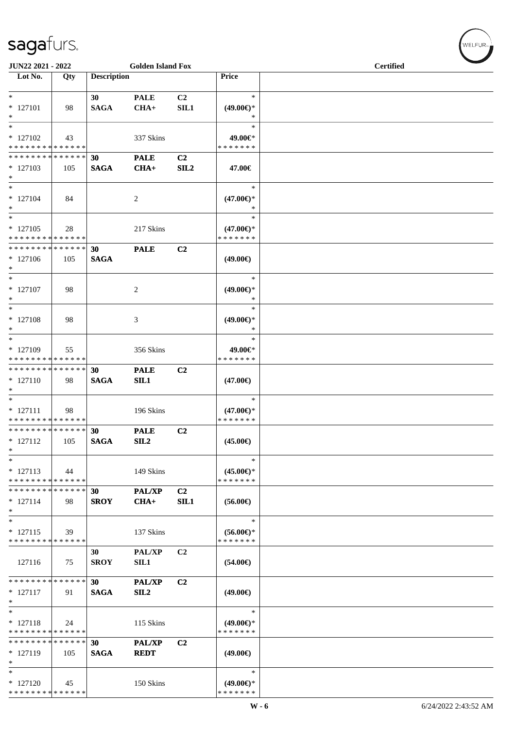**JUN22 2021 - 2022** | **Golden Island Fox** | **Certified**

| Lot No. | Qty | Description | | | Price |
|---|---|---|---|---|---|
| * 127101 * | 98 | 30 SAGA | PALE CHA+ | C2 SIL1 | * (49.00€)* * |
| * 127102 * * * * * * * * * * * * * * | 43 | | 337 Skins | | * 49.00€* * * * * * * * |
| * * * * * * * * * * * * * * 127103 * | 105 | 30 SAGA | PALE CHA+ | C2 SIL2 | 47.00€ |
| * 127104 * | 84 | | 2 | | * (47.00€)* * |
| * 127105 * * * * * * * * * * * * * * | 28 | | 217 Skins | | * (47.00€)* * * * * * * * |
| * * * * * * * * * * * * * * 127106 * | 105 | 30 SAGA | PALE | C2 | (49.00€) |
| * 127107 * | 98 | | 2 | | * (49.00€)* * |
| * 127108 * | 98 | | 3 | | * (49.00€)* * |
| * 127109 * * * * * * * * * * * * * * | 55 | | 356 Skins | | * 49.00€* * * * * * * * |
| * * * * * * * * * * * * * * 127110 * | 98 | 30 SAGA | PALE SIL1 | C2 | (47.00€) |
| * 127111 * * * * * * * * * * * * * * | 98 | | 196 Skins | | * (47.00€)* * * * * * * * |
| * * * * * * * * * * * * * * 127112 * | 105 | 30 SAGA | PALE SIL2 | C2 | (45.00€) |
| * 127113 * * * * * * * * * * * * * * | 44 | | 149 Skins | | * (45.00€)* * * * * * * * |
| * * * * * * * * * * * * * * 127114 * | 98 | 30 SROY | PAL/XP CHA+ | C2 SIL1 | (56.00€) |
| * 127115 * * * * * * * * * * * * * * | 39 | | 137 Skins | | * (56.00€)* * * * * * * * |
| 127116 | 75 | 30 SROY | PAL/XP SIL1 | C2 | (54.00€) |
| * * * * * * * * * * * * * * 127117 * | 91 | 30 SAGA | PAL/XP SIL2 | C2 | (49.00€) |
| * 127118 * * * * * * * * * * * * * * | 24 | | 115 Skins | | * (49.00€)* * * * * * * * |
| * * * * * * * * * * * * * * 127119 * | 105 | 30 SAGA | PAL/XP REDT | C2 | (49.00€) |
| * 127120 * * * * * * * * * * * * * * | 45 | | 150 Skins | | * (49.00€)* * * * * * * * |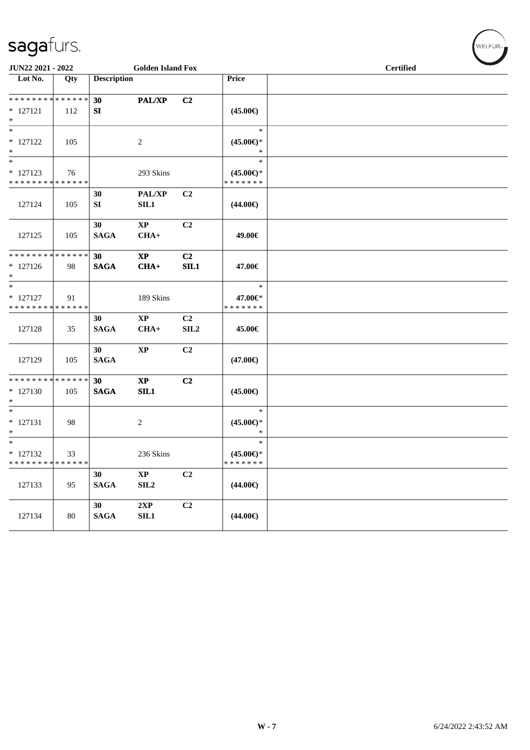sagafurs.

JUN22 2021 - 2022 | Golden Island Fox | Certified

| Lot No. | Qty | Description | | | Price | |
|---|---|---|---|---|---|---|
| * * * * * * * * * * * * * * | | 30 | PAL/XP | C2 | | |
| * 127121 | 112 | SI | | | (45.00€) | |
| * | | | | | | |
| * | | | | | * | |
| * 127122 | 105 | | 2 | | (45.00€)* | |
| * | | | | | * | |
| * | | | | | * | |
| * 127123 | 76 | | 293 Skins | | (45.00€)* | |
| * * * * * * * * * * * * * * | | | | | * * * * * * * | |
| | | 30 | PAL/XP | C2 | | |
| 127124 | 105 | SI | SIL1 | | (44.00€) | |
| | | 30 | XP | C2 | | |
| 127125 | 105 | SAGA | CHA+ | | 49.00€ | |
| * * * * * * * * * * * * * * | | 30 | XP | C2 | | |
| * 127126 | 98 | SAGA | CHA+ | SIL1 | 47.00€ | |
| * | | | | | | |
| * | | | | | * | |
| * 127127 | 91 | | 189 Skins | | 47.00€* | |
| * * * * * * * * * * * * * * | | | | | * * * * * * * | |
| | | 30 | XP | C2 | | |
| 127128 | 35 | SAGA | CHA+ | SIL2 | 45.00€ | |
| | | 30 | XP | C2 | | |
| 127129 | 105 | SAGA | | | (47.00€) | |
| * * * * * * * * * * * * * * | | 30 | XP | C2 | | |
| * 127130 | 105 | SAGA | SIL1 | | (45.00€) | |
| * | | | | | | |
| * | | | | | * | |
| * 127131 | 98 | | 2 | | (45.00€)* | |
| * | | | | | * | |
| * | | | | | * | |
| * 127132 | 33 | | 236 Skins | | (45.00€)* | |
| * * * * * * * * * * * * * * | | | | | * * * * * * * | |
| | | 30 | XP | C2 | | |
| 127133 | 95 | SAGA | SIL2 | | (44.00€) | |
| | | 30 | 2XP | C2 | | |
| 127134 | 80 | SAGA | SIL1 | | (44.00€) | |

W - 7 | 6/24/2022 2:43:52 AM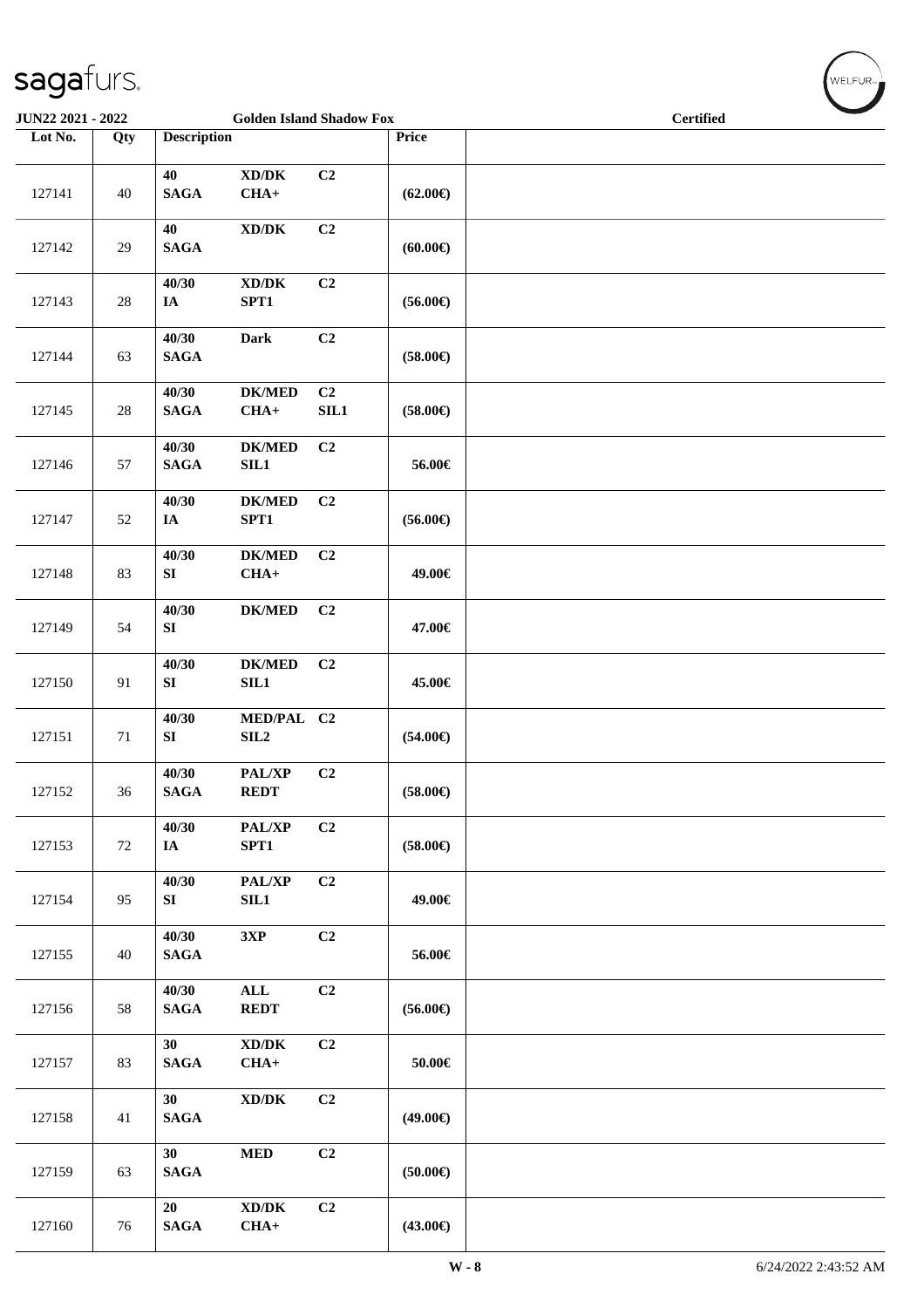| Lot No. | Qty | Description | | | Price | |
|---|---|---|---|---|---|---|
| 127141 | 40 | 40 SAGA | XD/DK CHA+ | C2 | (62.00€) | |
| 127142 | 29 | 40 SAGA | XD/DK | C2 | (60.00€) | |
| 127143 | 28 | 40/30 IA | XD/DK SPT1 | C2 | (56.00€) | |
| 127144 | 63 | 40/30 SAGA | Dark | C2 | (58.00€) | |
| 127145 | 28 | 40/30 SAGA | DK/MED CHA+ | C2 SIL1 | (58.00€) | |
| 127146 | 57 | 40/30 SAGA | DK/MED SIL1 | C2 | 56.00€ | |
| 127147 | 52 | 40/30 IA | DK/MED SPT1 | C2 | (56.00€) | |
| 127148 | 83 | 40/30 SI | DK/MED CHA+ | C2 | 49.00€ | |
| 127149 | 54 | 40/30 SI | DK/MED | C2 | 47.00€ | |
| 127150 | 91 | 40/30 SI | DK/MED SIL1 | C2 | 45.00€ | |
| 127151 | 71 | 40/30 SI | MED/PAL SIL2 | C2 | (54.00€) | |
| 127152 | 36 | 40/30 SAGA | PAL/XP REDT | C2 | (58.00€) | |
| 127153 | 72 | 40/30 IA | PAL/XP SPT1 | C2 | (58.00€) | |
| 127154 | 95 | 40/30 SI | PAL/XP SIL1 | C2 | 49.00€ | |
| 127155 | 40 | 40/30 SAGA | 3XP | C2 | 56.00€ | |
| 127156 | 58 | 40/30 SAGA | ALL REDT | C2 | (56.00€) | |
| 127157 | 83 | 30 SAGA | XD/DK CHA+ | C2 | 50.00€ | |
| 127158 | 41 | 30 SAGA | XD/DK | C2 | (49.00€) | |
| 127159 | 63 | 30 SAGA | MED | C2 | (50.00€) | |
| 127160 | 76 | 20 SAGA | XD/DK CHA+ | C2 | (43.00€) | |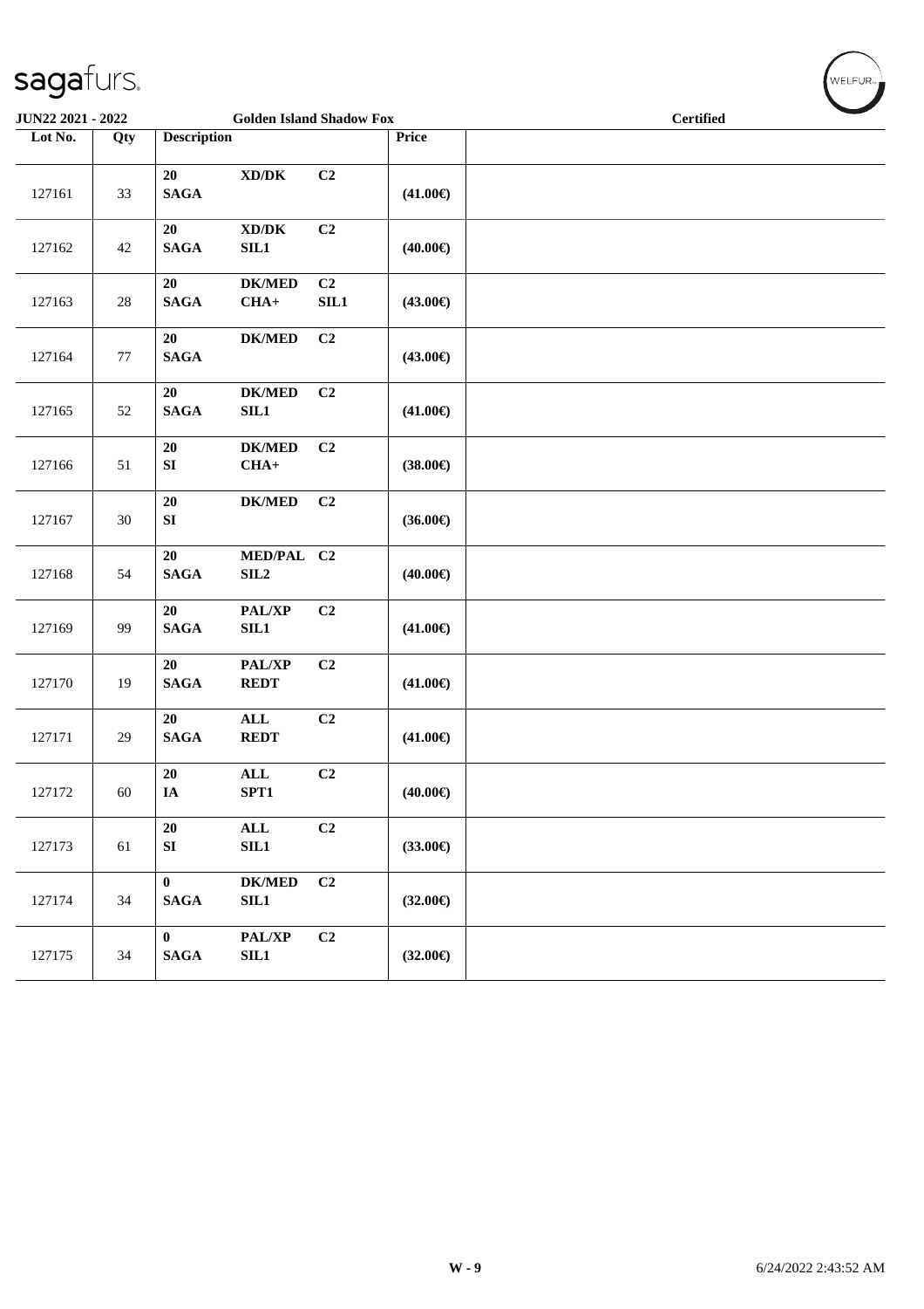JUN22 2021 - 2022 Golden Island Shadow Fox Certified

| Lot No. | Qty | Description | | | Price | |
|---|---|---|---|---|---|---|
| 127161 | 33 | 20 SAGA | XD/DK | C2 | (41.00€) | |
| 127162 | 42 | 20 SAGA | XD/DK SIL1 | C2 | (40.00€) | |
| 127163 | 28 | 20 SAGA | DK/MED CHA+ | C2 SIL1 | (43.00€) | |
| 127164 | 77 | 20 SAGA | DK/MED | C2 | (43.00€) | |
| 127165 | 52 | 20 SAGA | DK/MED SIL1 | C2 | (41.00€) | |
| 127166 | 51 | 20 SI | DK/MED CHA+ | C2 | (38.00€) | |
| 127167 | 30 | 20 SI | DK/MED | C2 | (36.00€) | |
| 127168 | 54 | 20 SAGA | MED/PAL SIL2 | C2 | (40.00€) | |
| 127169 | 99 | 20 SAGA | PAL/XP SIL1 | C2 | (41.00€) | |
| 127170 | 19 | 20 SAGA | PAL/XP REDT | C2 | (41.00€) | |
| 127171 | 29 | 20 SAGA | ALL REDT | C2 | (41.00€) | |
| 127172 | 60 | 20 IA | ALL SPT1 | C2 | (40.00€) | |
| 127173 | 61 | 20 SI | ALL SIL1 | C2 | (33.00€) | |
| 127174 | 34 | 0 SAGA | DK/MED SIL1 | C2 | (32.00€) | |
| 127175 | 34 | 0 SAGA | PAL/XP SIL1 | C2 | (32.00€) | |

6/24/2022 2:43:52 AM